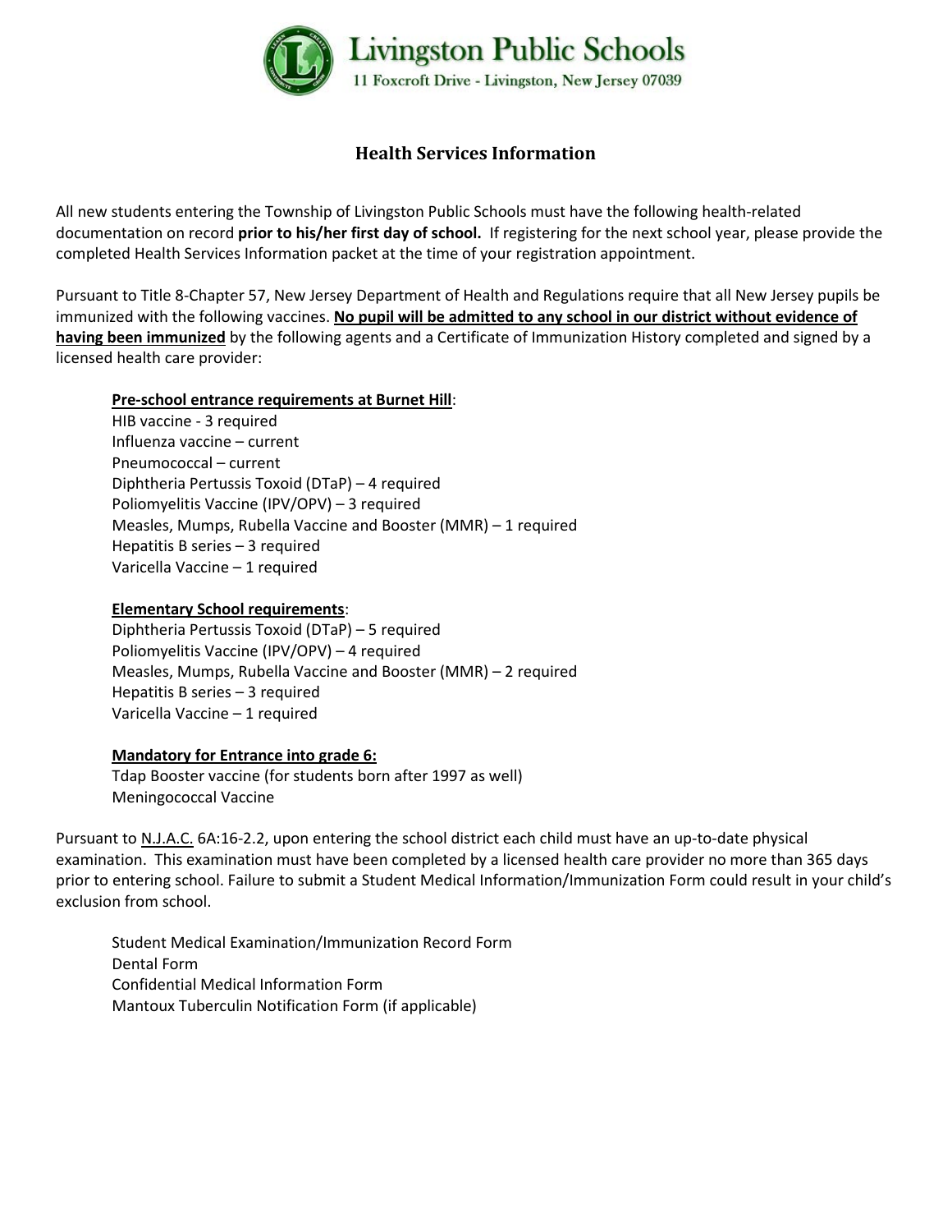# Livingston Public Schools

11 Foxcroft Drive - Livingston, New Jersey 07039

## Health Services Information

All new students entering the Township of Livingston Public Schools must have the following health-related documentation on record **prior to his/her first day of school.** If registering for the next school year, please provide the completed Health Services Information packet at the time of your registration appointment.

Pursuant to Title 8-Chapter 57, New Jersey Department of Health and Regulations require that all New Jersey pupils be immunized with the following vaccines. **No pupil will be admitted to any school in our district without evidence of having been immunized** by the following agents and a Certificate of Immunization History completed and signed by a licensed health care provider:

**Pre-school entrance requirements at Burnet Hill**:

HIB vaccine - 3 required
Influenza vaccine – current
Pneumococcal – current
Diphtheria Pertussis Toxoid (DTaP) – 4 required
Poliomyelitis Vaccine (IPV/OPV) – 3 required
Measles, Mumps, Rubella Vaccine and Booster (MMR) – 1 required
Hepatitis B series – 3 required
Varicella Vaccine – 1 required

**Elementary School requirements**:

Diphtheria Pertussis Toxoid (DTaP) – 5 required
Poliomyelitis Vaccine (IPV/OPV) – 4 required
Measles, Mumps, Rubella Vaccine and Booster (MMR) – 2 required
Hepatitis B series – 3 required
Varicella Vaccine – 1 required

**Mandatory for Entrance into grade 6:**

Tdap Booster vaccine (for students born after 1997 as well)
Meningococcal Vaccine

Pursuant to N.J.A.C. 6A:16-2.2, upon entering the school district each child must have an up-to-date physical examination. This examination must have been completed by a licensed health care provider no more than 365 days prior to entering school. Failure to submit a Student Medical Information/Immunization Form could result in your child's exclusion from school.

Student Medical Examination/Immunization Record Form
Dental Form
Confidential Medical Information Form
Mantoux Tuberculin Notification Form (if applicable)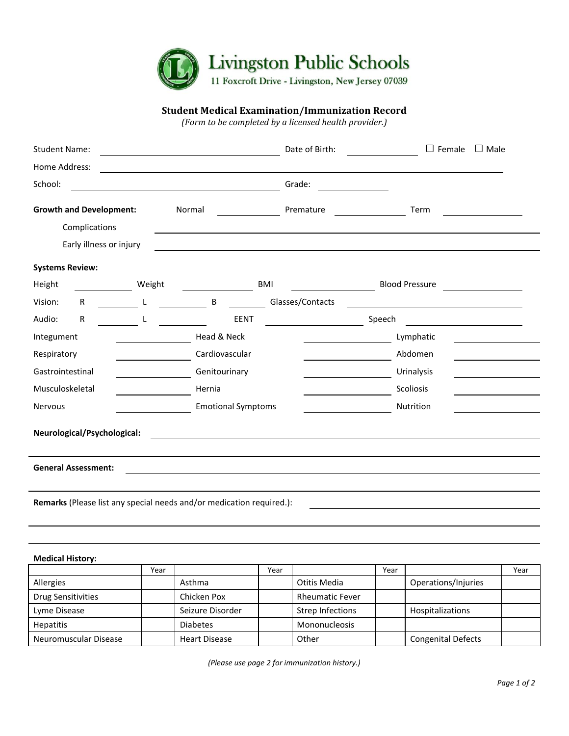# Livingston Public Schools

11 Foxcroft Drive - Livingston, New Jersey 07039

## Student Medical Examination/Immunization Record

*(Form to be completed by a licensed health provider.)*

Student Name: ______________________ Date of Birth: ____________ ☐ Female ☐ Male

Home Address: ______________________________________________

School: ______________________ Grade: ____________

**Growth and Development:** Normal ________ Premature ________ Term ________

Complications ______________________________________________

Early illness or injury ______________________________________________

**Systems Review:**

Height ________ Weight ________ BMI ________ Blood Pressure ________

Vision: R ________ L ________ B ________ Glasses/Contacts ________

Audio: R ________ L ________ EENT ________ Speech ________

Integument ________ Head & Neck ________ Lymphatic ________

Respiratory ________ Cardiovascular ________ Abdomen ________

Gastrointestinal ________ Genitourinary ________ Urinalysis ________

Musculoskeletal ________ Hernia ________ Scoliosis ________

Nervous ________ Emotional Symptoms ________ Nutrition ________

**Neurological/Psychological:** ______________________________________________

**General Assessment:** ______________________________________________

**Remarks** (Please list any special needs and/or medication required.): ______________________________________________

**Medical History:**

| | Year | | Year | | Year | | Year |
|---|---|---|---|---|---|---|---|
| Allergies | | Asthma | | Otitis Media | | Operations/Injuries | |
| Drug Sensitivities | | Chicken Pox | | Rheumatic Fever | | | |
| Lyme Disease | | Seizure Disorder | | Strep Infections | | Hospitalizations | |
| Hepatitis | | Diabetes | | Mononucleosis | | | |
| Neuromuscular Disease | | Heart Disease | | Other | | Congenital Defects | |

*(Please use page 2 for immunization history.)*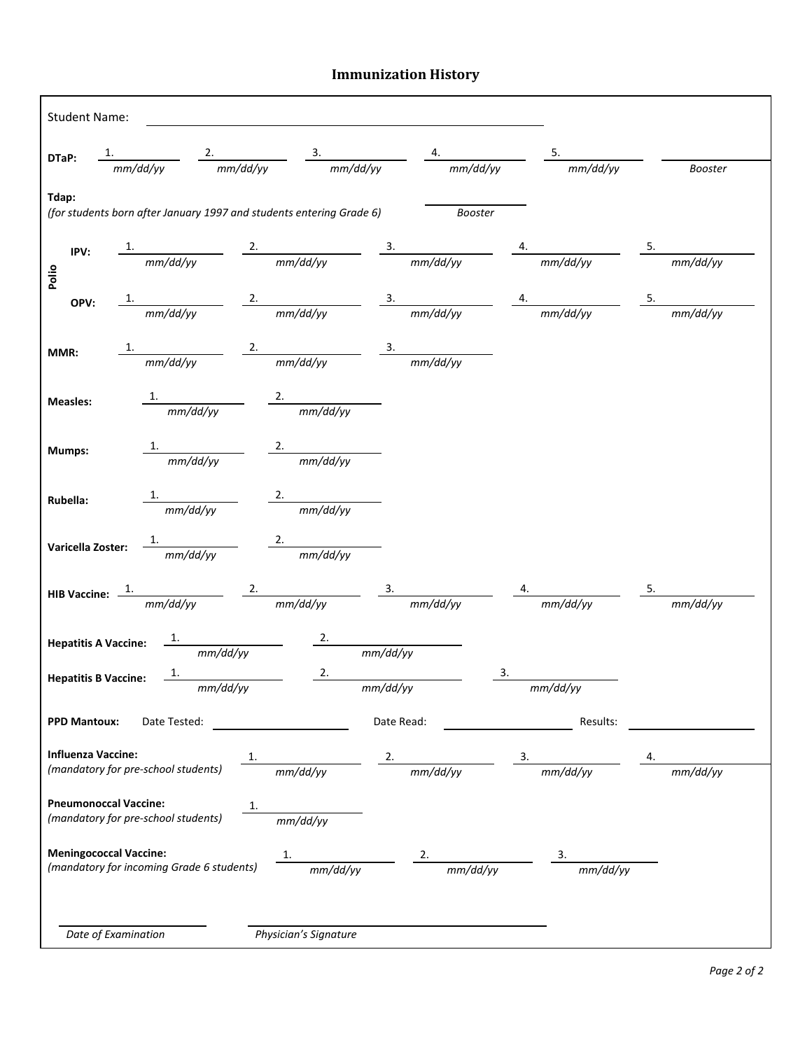# Immunization History

Student Name: ______________________________

**DTaP:** 1. ________ (*mm/dd/yy*) 2. ________ (*mm/dd/yy*) 3. ________ (*mm/dd/yy*) 4. ________ (*mm/dd/yy*) 5. ________ (*mm/dd/yy*) ________ (*Booster*)

**Tdap:**
*(for students born after January 1997 and students entering Grade 6)* ________ (*Booster*)

**Polio**

**IPV:** 1. ________ (*mm/dd/yy*) 2. ________ (*mm/dd/yy*) 3. ________ (*mm/dd/yy*) 4. ________ (*mm/dd/yy*) 5. ________ (*mm/dd/yy*)

**OPV:** 1. ________ (*mm/dd/yy*) 2. ________ (*mm/dd/yy*) 3. ________ (*mm/dd/yy*) 4. ________ (*mm/dd/yy*) 5. ________ (*mm/dd/yy*)

**MMR:** 1. ________ (*mm/dd/yy*) 2. ________ (*mm/dd/yy*) 3. ________ (*mm/dd/yy*)

**Measles:** 1. ________ (*mm/dd/yy*) 2. ________ (*mm/dd/yy*)

**Mumps:** 1. ________ (*mm/dd/yy*) 2. ________ (*mm/dd/yy*)

**Rubella:** 1. ________ (*mm/dd/yy*) 2. ________ (*mm/dd/yy*)

**Varicella Zoster:** 1. ________ (*mm/dd/yy*) 2. ________ (*mm/dd/yy*)

**HIB Vaccine:** 1. ________ (*mm/dd/yy*) 2. ________ (*mm/dd/yy*) 3. ________ (*mm/dd/yy*) 4. ________ (*mm/dd/yy*) 5. ________ (*mm/dd/yy*)

**Hepatitis A Vaccine:** 1. ________ (*mm/dd/yy*) 2. ________ (*mm/dd/yy*)

**Hepatitis B Vaccine:** 1. ________ (*mm/dd/yy*) 2. ________ (*mm/dd/yy*) 3. ________ (*mm/dd/yy*)

**PPD Mantoux:** Date Tested: ________ Date Read: ________ Results: ________

**Influenza Vaccine:**
*(mandatory for pre-school students)* 1. ________ (*mm/dd/yy*) 2. ________ (*mm/dd/yy*) 3. ________ (*mm/dd/yy*) 4. ________ (*mm/dd/yy*)

**Pneumonoccal Vaccine:**
*(mandatory for pre-school students)* 1. ________ (*mm/dd/yy*)

**Meningococcal Vaccine:**
*(mandatory for incoming Grade 6 students)* 1. ________ (*mm/dd/yy*) 2. ________ (*mm/dd/yy*) 3. ________ (*mm/dd/yy*)

________________ *Date of Examination*

________________ *Physician's Signature*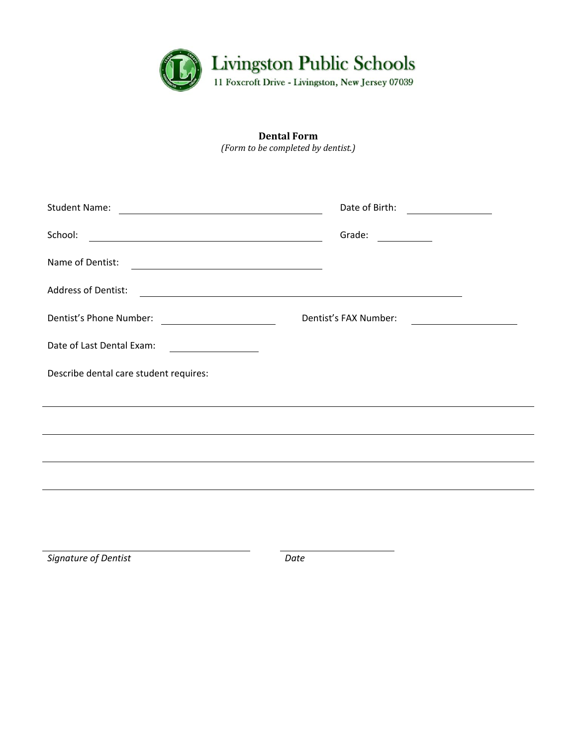**Livingston Public Schools**
11 Foxcroft Drive - Livingston, New Jersey 07039

# Dental Form

*(Form to be completed by dentist.)*

Student Name: ______________________________ Date of Birth: ______________

School: ______________________________ Grade: __________

Name of Dentist: ______________________________

Address of Dentist: ______________________________________________

Dentist's Phone Number: __________________ Dentist's FAX Number: __________________

Date of Last Dental Exam: ______________

Describe dental care student requires:

_____________________________________________________________________________

_____________________________________________________________________________

_____________________________________________________________________________

_____________________________________________________________________________

______________________________ ______________

*Signature of Dentist* *Date*